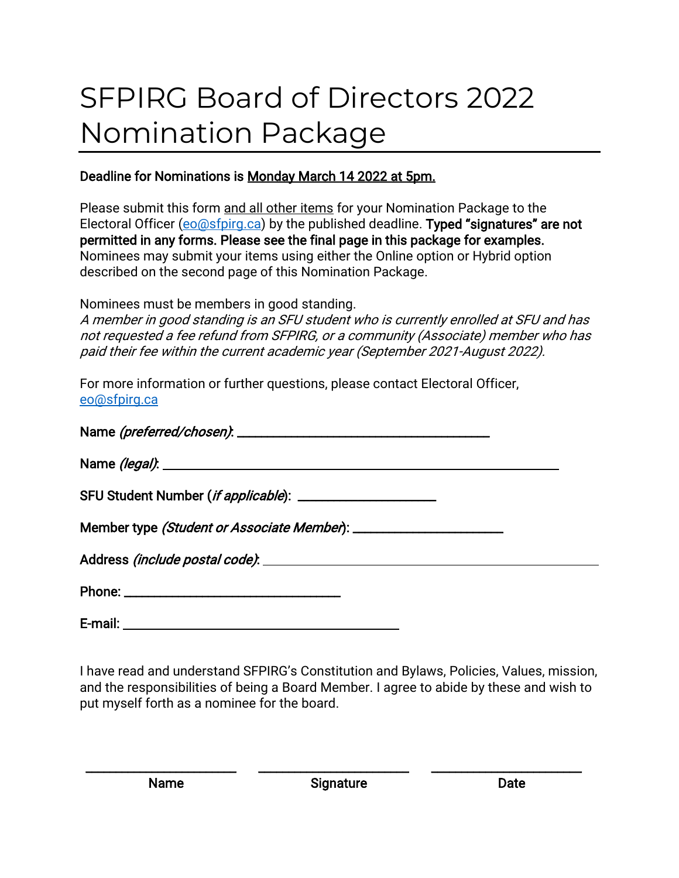# SFPIRG Board of Directors 2022 Nomination Package

**Deadline for Nominations is Monday March 14 2022 at 5pm.**

Please submit this form and all other items for your Nomination Package to the Electoral Officer (eo@sfpirg.ca) by the published deadline. **Typed "signatures" are not permitted in any forms. Please see the final page in this package for examples.** Nominees may submit your items using either the Online option or Hybrid option described on the second page of this Nomination Package.

Nominees must be members in good standing.
*A member in good standing is an SFU student who is currently enrolled at SFU and has not requested a fee refund from SFPIRG, or a community (Associate) member who has paid their fee within the current academic year (September 2021-August 2022).*

For more information or further questions, please contact Electoral Officer, eo@sfpirg.ca

**Name *(preferred/chosen)*:** ______________________________

**Name *(legal)*:** ______________________________________________

**SFU Student Number (*if applicable*):** ________________

**Member type *(Student or Associate Member)*:** __________________

**Address *(include postal code)*:** ______________________________________

**Phone:** ___________________________

**E-mail:** ___________________________________

I have read and understand SFPIRG's Constitution and Bylaws, Policies, Values, mission, and the responsibilities of being a Board Member. I agree to abide by these and wish to put myself forth as a nominee for the board.

| ____________________ | ____________________ | ____________________ |
|---|---|---|
| **Name** | **Signature** | **Date** |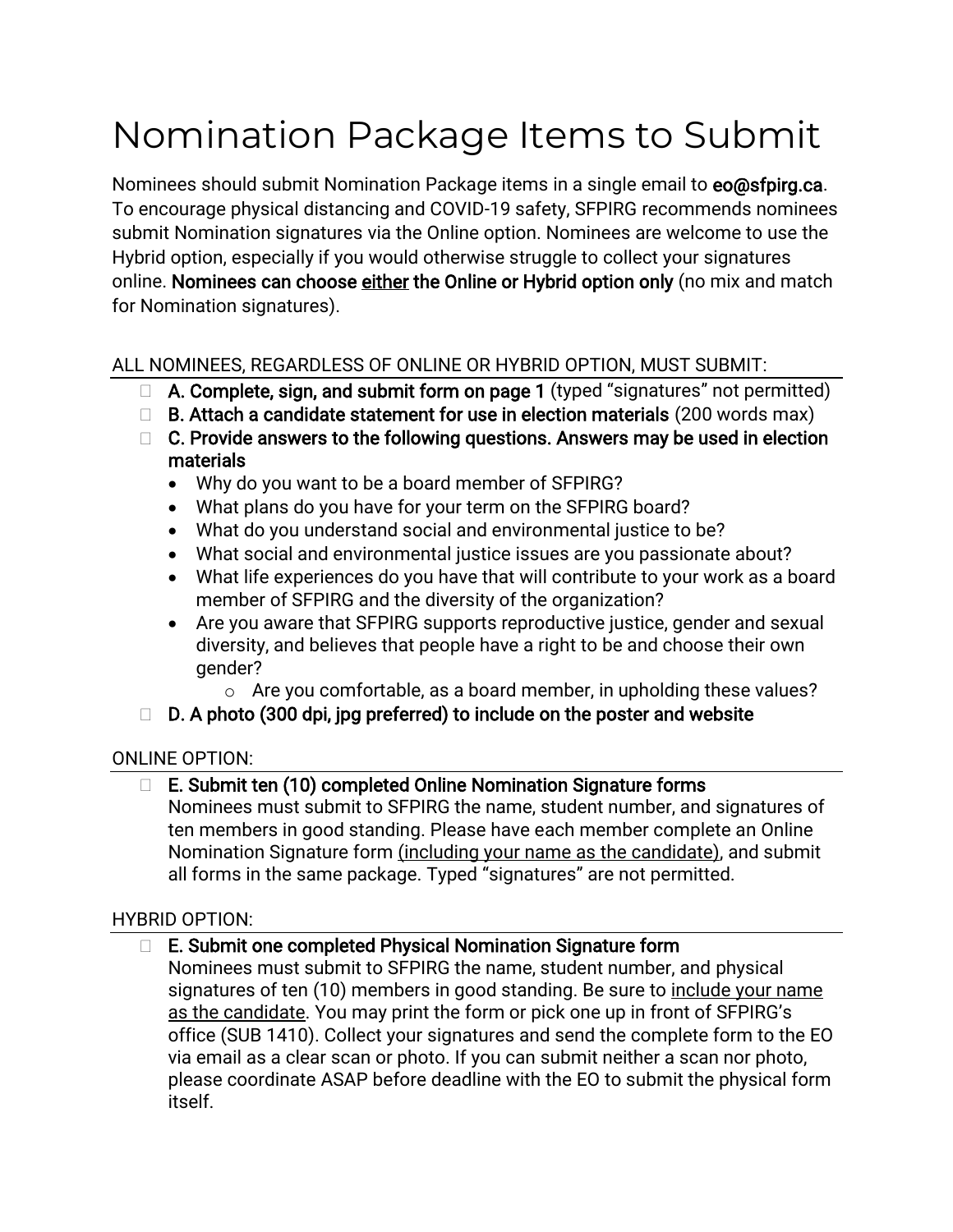# Nomination Package Items to Submit

Nominees should submit Nomination Package items in a single email to **eo@sfpirg.ca**. To encourage physical distancing and COVID-19 safety, SFPIRG recommends nominees submit Nomination signatures via the Online option. Nominees are welcome to use the Hybrid option, especially if you would otherwise struggle to collect your signatures online. **Nominees can choose <u>either</u> the Online or Hybrid option only** (no mix and match for Nomination signatures).

ALL NOMINEES, REGARDLESS OF ONLINE OR HYBRID OPTION, MUST SUBMIT:

- ☐ **A. Complete, sign, and submit form on page 1** (typed "signatures" not permitted)
- ☐ **B. Attach a candidate statement for use in election materials** (200 words max)
- ☐ **C. Provide answers to the following questions. Answers may be used in election materials**
  - Why do you want to be a board member of SFPIRG?
  - What plans do you have for your term on the SFPIRG board?
  - What do you understand social and environmental justice to be?
  - What social and environmental justice issues are you passionate about?
  - What life experiences do you have that will contribute to your work as a board member of SFPIRG and the diversity of the organization?
  - Are you aware that SFPIRG supports reproductive justice, gender and sexual diversity, and believes that people have a right to be and choose their own gender?
    - Are you comfortable, as a board member, in upholding these values?
- ☐ **D. A photo (300 dpi, jpg preferred) to include on the poster and website**

ONLINE OPTION:

- ☐ **E. Submit ten (10) completed Online Nomination Signature forms**
  Nominees must submit to SFPIRG the name, student number, and signatures of ten members in good standing. Please have each member complete an Online Nomination Signature form <u>(including your name as the candidate)</u>, and submit all forms in the same package. Typed "signatures" are not permitted.

HYBRID OPTION:

- ☐ **E. Submit one completed Physical Nomination Signature form**
  Nominees must submit to SFPIRG the name, student number, and physical signatures of ten (10) members in good standing. Be sure to <u>include your name as the candidate</u>. You may print the form or pick one up in front of SFPIRG's office (SUB 1410). Collect your signatures and send the complete form to the EO via email as a clear scan or photo. If you can submit neither a scan nor photo, please coordinate ASAP before deadline with the EO to submit the physical form itself.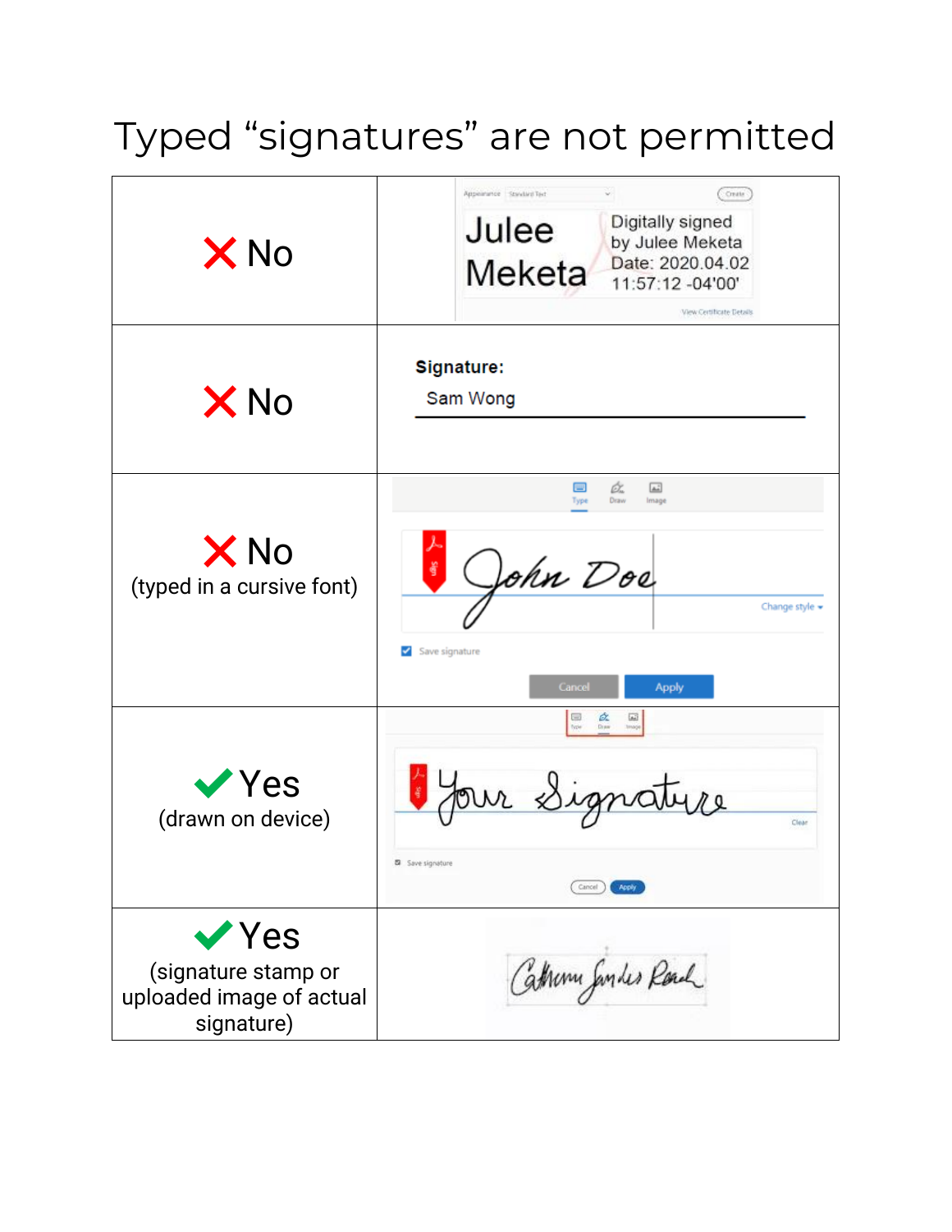# Typed “signatures” are not permitted

| | |
|---|---|
| ❌ No | Appearance Standard Text Create<br>Julee Meketa<br>Digitally signed by Julee Meketa<br>Date: 2020.04.02 11:57:12 -04'00'<br>View Certificate Details |
| ❌ No | **Signature:**<br>Sam Wong |
| ❌ No<br>(typed in a cursive font) | Type Draw Image<br>John Doe<br>Change style<br>Save signature<br>Cancel Apply |
| ✔ Yes<br>(drawn on device) | Type Draw Image<br>Your Signature<br>Clear<br>Save signature<br>Cancel Apply |
| ✔ Yes<br>(signature stamp or uploaded image of actual signature) | |